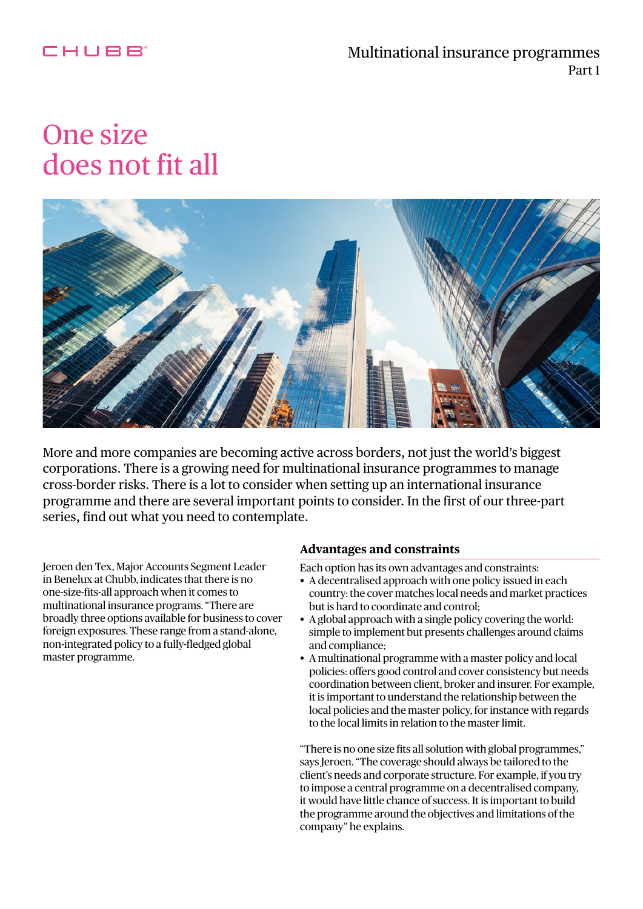# One size does not fit all

More and more companies are becoming active across borders, not just the world's biggest corporations. There is a growing need for multinational insurance programmes to manage cross-border risks. There is a lot to consider when setting up an international insurance programme and there are several important points to consider. In the first of our three-part series, find out what you need to contemplate.

Jeroen den Tex, Major Accounts Segment Leader in Benelux at Chubb, indicates that there is no one-size-fits-all approach when it comes to multinational insurance programs. "There are broadly three options available for business to cover foreign exposures. These range from a stand-alone, non-integrated policy to a fully-fledged global master programme.

## Advantages and constraints

Each option has its own advantages and constraints:

- A decentralised approach with one policy issued in each country: the cover matches local needs and market practices but is hard to coordinate and control;
- A global approach with a single policy covering the world: simple to implement but presents challenges around claims and compliance;
- A multinational programme with a master policy and local policies: offers good control and cover consistency but needs coordination between client, broker and insurer. For example, it is important to understand the relationship between the local policies and the master policy, for instance with regards to the local limits in relation to the master limit.

"There is no one size fits all solution with global programmes," says Jeroen. "The coverage should always be tailored to the client's needs and corporate structure. For example, if you try to impose a central programme on a decentralised company, it would have little chance of success. It is important to build the programme around the objectives and limitations of the company" he explains.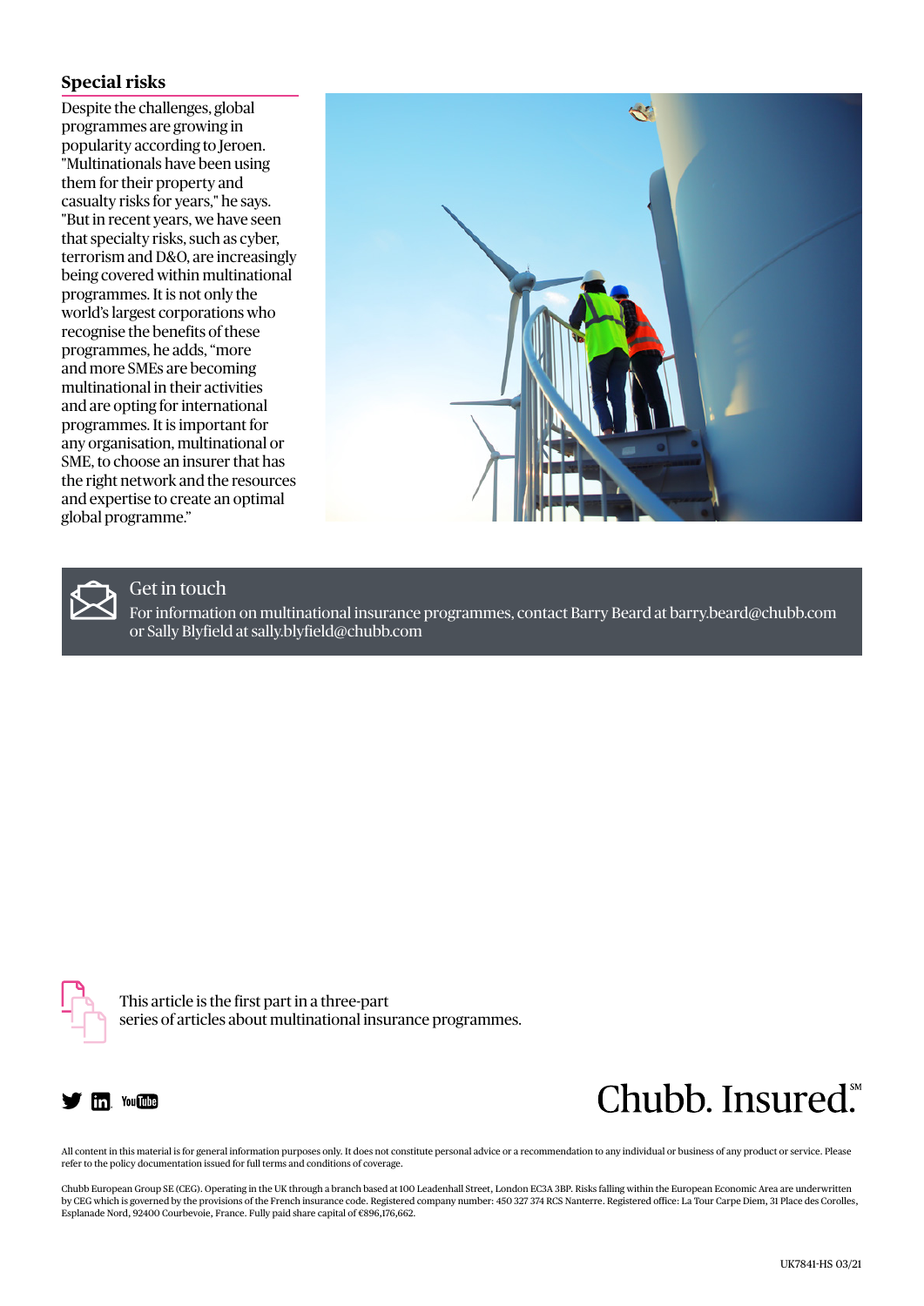## Special risks

Despite the challenges, global programmes are growing in popularity according to Jeroen. "Multinationals have been using them for their property and casualty risks for years," he says. "But in recent years, we have seen that specialty risks, such as cyber, terrorism and D&O, are increasingly being covered within multinational programmes. It is not only the world's largest corporations who recognise the benefits of these programmes, he adds, "more and more SMEs are becoming multinational in their activities and are opting for international programmes. It is important for any organisation, multinational or SME, to choose an insurer that has the right network and the resources and expertise to create an optimal global programme."

### Get in touch

For information on multinational insurance programmes, contact Barry Beard at barry.beard@chubb.com or Sally Blyfield at sally.blyfield@chubb.com

This article is the first part in a three-part series of articles about multinational insurance programmes.

Chubb. Insured.℠

All content in this material is for general information purposes only. It does not constitute personal advice or a recommendation to any individual or business of any product or service. Please refer to the policy documentation issued for full terms and conditions of coverage.

Chubb European Group SE (CEG). Operating in the UK through a branch based at 100 Leadenhall Street, London EC3A 3BP. Risks falling within the European Economic Area are underwritten by CEG which is governed by the provisions of the French insurance code. Registered company number: 450 327 374 RCS Nanterre. Registered office: La Tour Carpe Diem, 31 Place des Corolles, Esplanade Nord, 92400 Courbevoie, France. Fully paid share capital of €896,176,662.

UK7841-HS 03/21